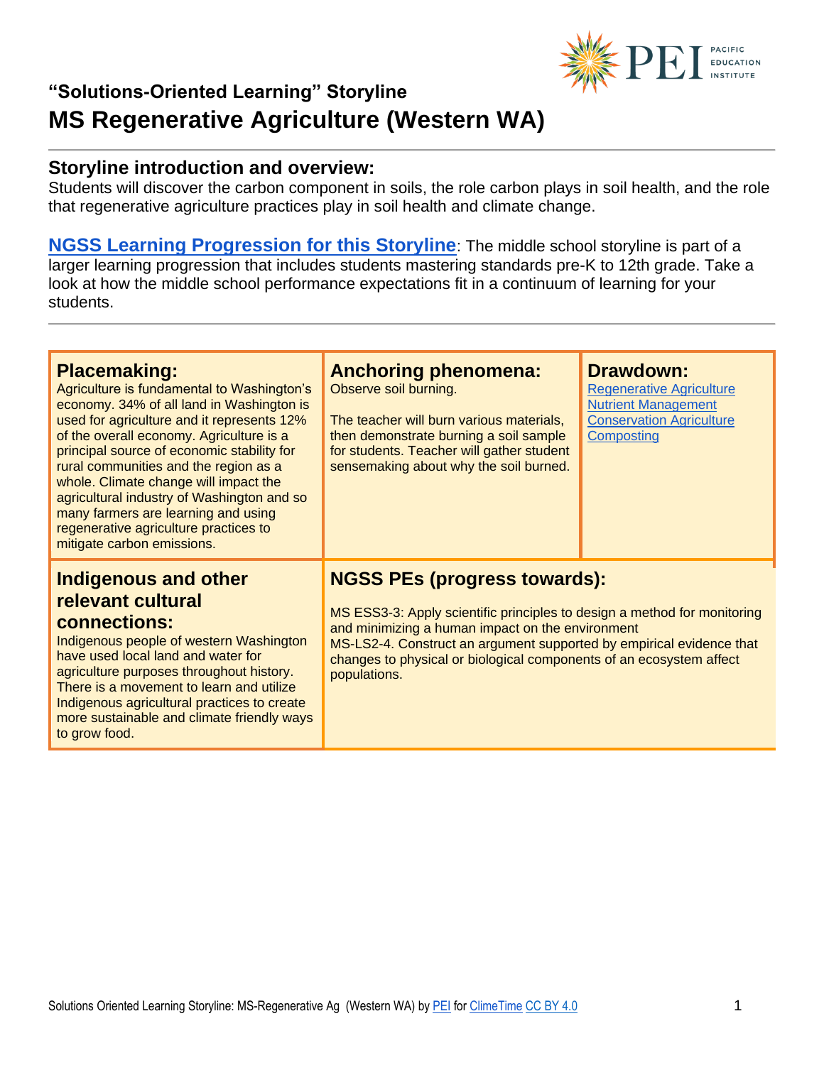## "Solutions-Oriented Learning" Storyline

# MS Regenerative Agriculture (Western WA)

## Storyline introduction and overview:

Students will discover the carbon component in soils, the role carbon plays in soil health, and the role that regenerative agriculture practices play in soil health and climate change.

**NGSS Learning Progression for this Storyline**: The middle school storyline is part of a larger learning progression that includes students mastering standards pre-K to 12th grade. Take a look at how the middle school performance expectations fit in a continuum of learning for your students.

### Placemaking:

Agriculture is fundamental to Washington's economy. 34% of all land in Washington is used for agriculture and it represents 12% of the overall economy. Agriculture is a principal source of economic stability for rural communities and the region as a whole. Climate change will impact the agricultural industry of Washington and so many farmers are learning and using regenerative agriculture practices to mitigate carbon emissions.

### Anchoring phenomena:

Observe soil burning.

The teacher will burn various materials, then demonstrate burning a soil sample for students. Teacher will gather student sensemaking about why the soil burned.

### Drawdown:

- Regenerative Agriculture
- Nutrient Management
- Conservation Agriculture
- Composting

### Indigenous and other relevant cultural connections:

Indigenous people of western Washington have used local land and water for agriculture purposes throughout history. There is a movement to learn and utilize Indigenous agricultural practices to create more sustainable and climate friendly ways to grow food.

### NGSS PEs (progress towards):

MS ESS3-3: Apply scientific principles to design a method for monitoring and minimizing a human impact on the environment

MS-LS2-4. Construct an argument supported by empirical evidence that changes to physical or biological components of an ecosystem affect populations.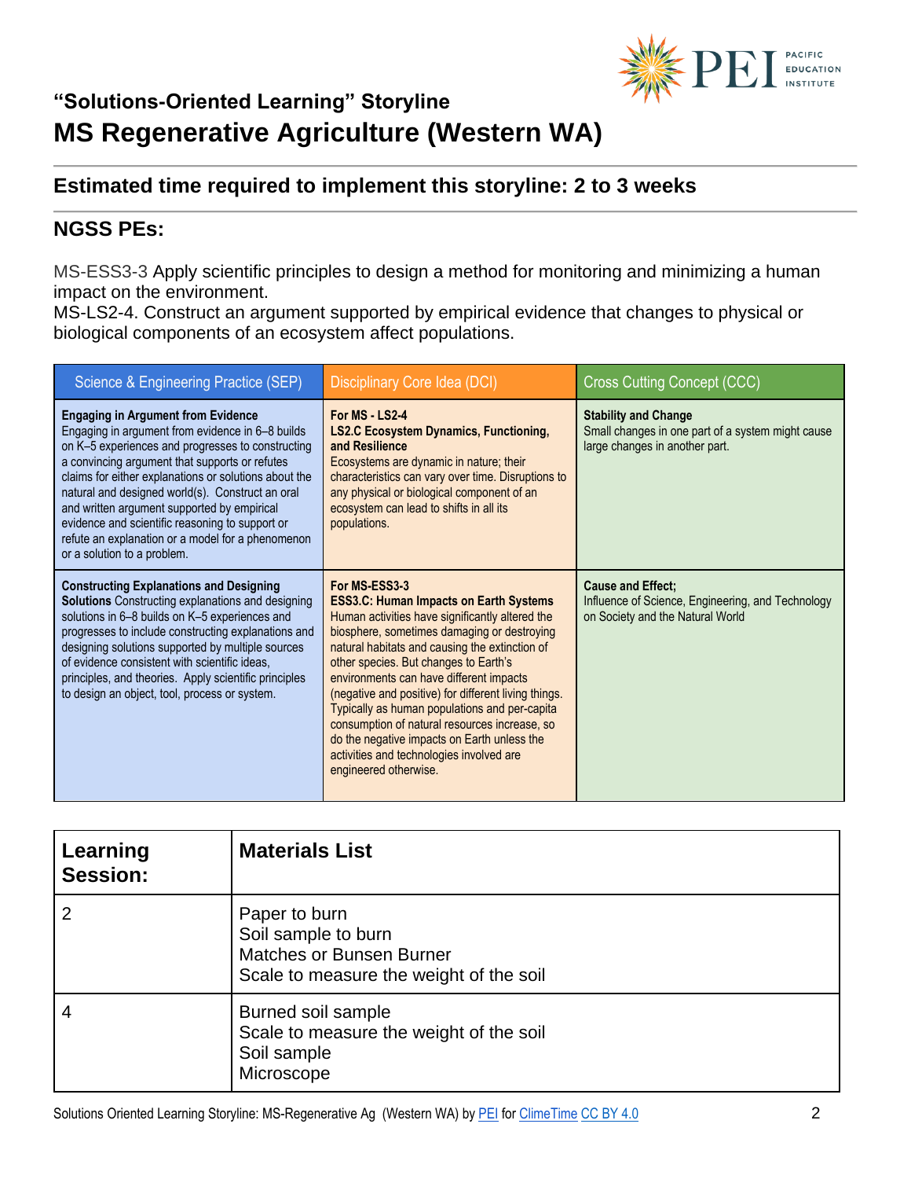### "Solutions-Oriented Learning" Storyline

# MS Regenerative Agriculture (Western WA)

## Estimated time required to implement this storyline: 2 to 3 weeks

## NGSS PEs:

MS-ESS3-3 Apply scientific principles to design a method for monitoring and minimizing a human impact on the environment.
MS-LS2-4. Construct an argument supported by empirical evidence that changes to physical or biological components of an ecosystem affect populations.

| Science & Engineering Practice (SEP) | Disciplinary Core Idea (DCI) | Cross Cutting Concept (CCC) |
|---|---|---|
| **Engaging in Argument from Evidence** Engaging in argument from evidence in 6–8 builds on K–5 experiences and progresses to constructing a convincing argument that supports or refutes claims for either explanations or solutions about the natural and designed world(s). Construct an oral and written argument supported by empirical evidence and scientific reasoning to support or refute an explanation or a model for a phenomenon or a solution to a problem. | **For MS - LS2-4** **LS2.C Ecosystem Dynamics, Functioning, and Resilience** Ecosystems are dynamic in nature; their characteristics can vary over time. Disruptions to any physical or biological component of an ecosystem can lead to shifts in all its populations. | **Stability and Change** Small changes in one part of a system might cause large changes in another part. |
| **Constructing Explanations and Designing Solutions** Constructing explanations and designing solutions in 6–8 builds on K–5 experiences and progresses to include constructing explanations and designing solutions supported by multiple sources of evidence consistent with scientific ideas, principles, and theories. Apply scientific principles to design an object, tool, process or system. | **For MS-ESS3-3** **ESS3.C: Human Impacts on Earth Systems** Human activities have significantly altered the biosphere, sometimes damaging or destroying natural habitats and causing the extinction of other species. But changes to Earth's environments can have different impacts (negative and positive) for different living things. Typically as human populations and per-capita consumption of natural resources increase, so do the negative impacts on Earth unless the activities and technologies involved are engineered otherwise. | **Cause and Effect;** Influence of Science, Engineering, and Technology on Society and the Natural World |

| Learning Session: | Materials List |
|---|---|
| 2 | Paper to burn<br>Soil sample to burn<br>Matches or Bunsen Burner<br>Scale to measure the weight of the soil |
| 4 | Burned soil sample<br>Scale to measure the weight of the soil<br>Soil sample<br>Microscope |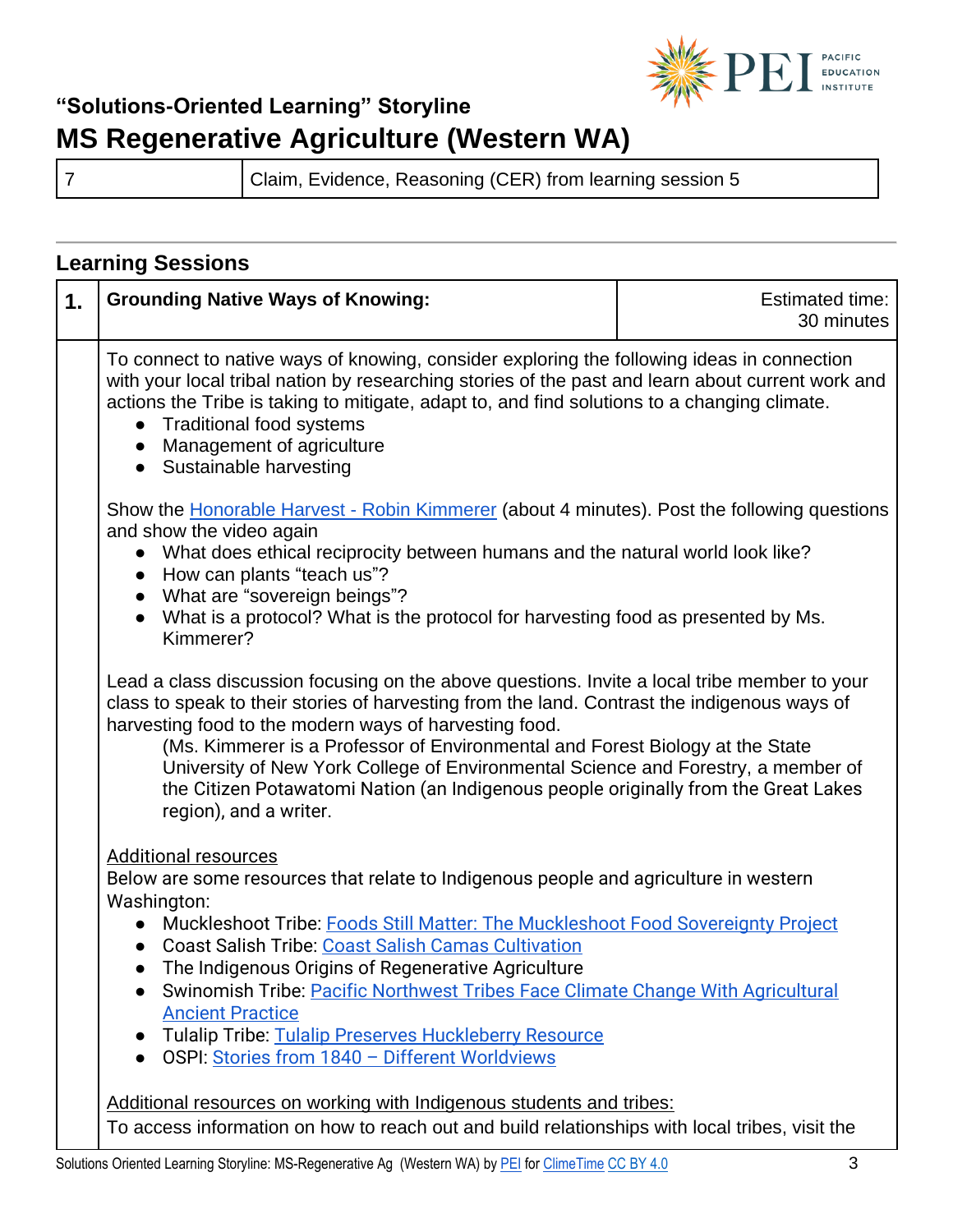| 7 | Claim, Evidence, Reasoning (CER) from learning session 5 |
|---|---|

## Learning Sessions

| 1. | Grounding Native Ways of Knowing: | Estimated time: 30 minutes |
|---|---|---|

To connect to native ways of knowing, consider exploring the following ideas in connection with your local tribal nation by researching stories of the past and learn about current work and actions the Tribe is taking to mitigate, adapt to, and find solutions to a changing climate.

- Traditional food systems
- Management of agriculture
- Sustainable harvesting

Show the Honorable Harvest - Robin Kimmerer (about 4 minutes). Post the following questions and show the video again

- What does ethical reciprocity between humans and the natural world look like?
- How can plants "teach us"?
- What are "sovereign beings"?
- What is a protocol? What is the protocol for harvesting food as presented by Ms. Kimmerer?

Lead a class discussion focusing on the above questions. Invite a local tribe member to your class to speak to their stories of harvesting from the land. Contrast the indigenous ways of harvesting food to the modern ways of harvesting food.

(Ms. Kimmerer is a Professor of Environmental and Forest Biology at the State University of New York College of Environmental Science and Forestry, a member of the Citizen Potawatomi Nation (an Indigenous people originally from the Great Lakes region), and a writer.

Additional resources

Below are some resources that relate to Indigenous people and agriculture in western Washington:

- Muckleshoot Tribe: Foods Still Matter: The Muckleshoot Food Sovereignty Project
- Coast Salish Tribe: Coast Salish Camas Cultivation
- The Indigenous Origins of Regenerative Agriculture
- Swinomish Tribe: Pacific Northwest Tribes Face Climate Change With Agricultural Ancient Practice
- Tulalip Tribe: Tulalip Preserves Huckleberry Resource
- OSPI: Stories from 1840 – Different Worldviews

Additional resources on working with Indigenous students and tribes:

To access information on how to reach out and build relationships with local tribes, visit the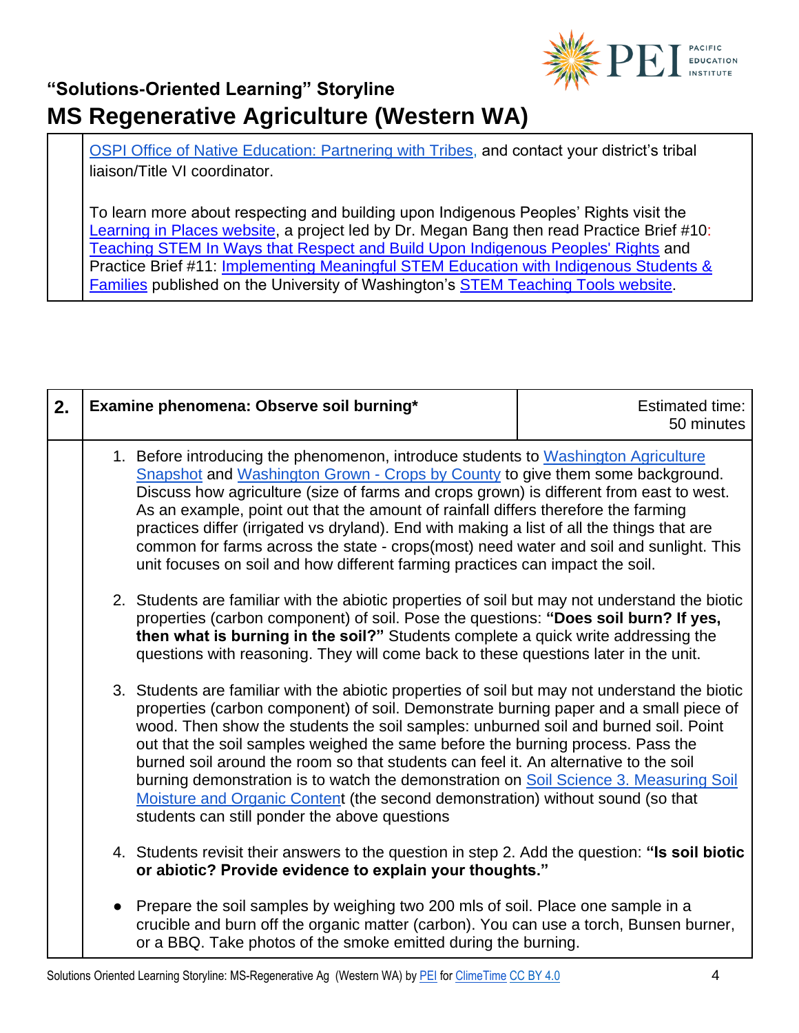OSPI Office of Native Education: Partnering with Tribes, and contact your district's tribal liaison/Title VI coordinator.

To learn more about respecting and building upon Indigenous Peoples' Rights visit the Learning in Places website, a project led by Dr. Megan Bang then read Practice Brief #10: Teaching STEM In Ways that Respect and Build Upon Indigenous Peoples' Rights and Practice Brief #11: Implementing Meaningful STEM Education with Indigenous Students & Families published on the University of Washington's STEM Teaching Tools website.

| 2. | **Examine phenomena: Observe soil burning*** | Estimated time: 50 minutes |
|---|---|---|

1. Before introducing the phenomenon, introduce students to Washington Agriculture Snapshot and Washington Grown - Crops by County to give them some background. Discuss how agriculture (size of farms and crops grown) is different from east to west. As an example, point out that the amount of rainfall differs therefore the farming practices differ (irrigated vs dryland). End with making a list of all the things that are common for farms across the state - crops(most) need water and soil and sunlight. This unit focuses on soil and how different farming practices can impact the soil.

2. Students are familiar with the abiotic properties of soil but may not understand the biotic properties (carbon component) of soil. Pose the questions: **"Does soil burn? If yes, then what is burning in the soil?"** Students complete a quick write addressing the questions with reasoning. They will come back to these questions later in the unit.

3. Students are familiar with the abiotic properties of soil but may not understand the biotic properties (carbon component) of soil. Demonstrate burning paper and a small piece of wood. Then show the students the soil samples: unburned soil and burned soil. Point out that the soil samples weighed the same before the burning process. Pass the burned soil around the room so that students can feel it. An alternative to the soil burning demonstration is to watch the demonstration on Soil Science 3. Measuring Soil Moisture and Organic Content (the second demonstration) without sound (so that students can still ponder the above questions

4. Students revisit their answers to the question in step 2. Add the question: **"Is soil biotic or abiotic? Provide evidence to explain your thoughts."**

- Prepare the soil samples by weighing two 200 mls of soil. Place one sample in a crucible and burn off the organic matter (carbon). You can use a torch, Bunsen burner, or a BBQ. Take photos of the smoke emitted during the burning.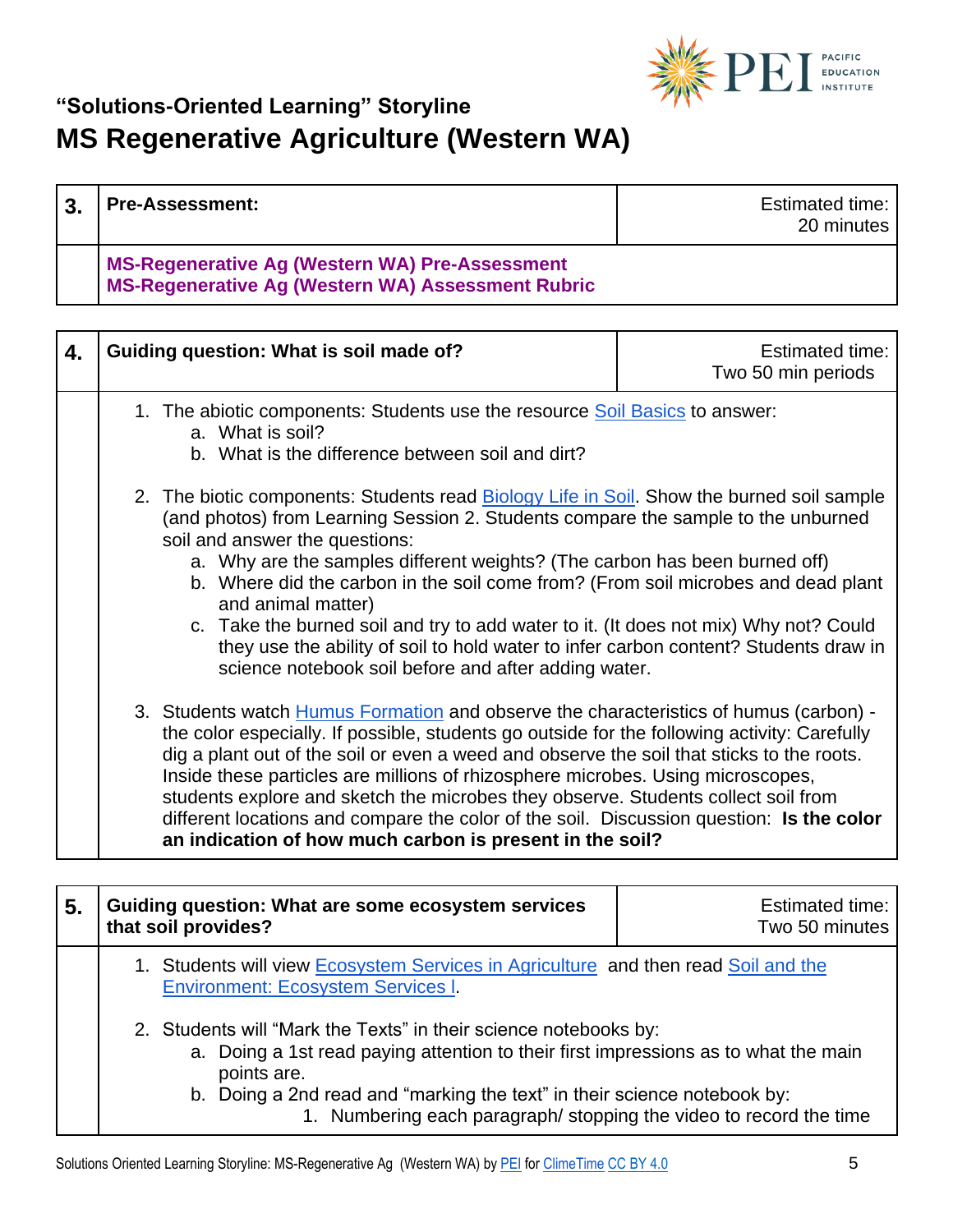## "Solutions-Oriented Learning" Storyline

# MS Regenerative Agriculture (Western WA)

| 3. | Pre-Assessment: | Estimated time: 20 minutes |
|---|---|---|
| | **MS-Regenerative Ag (Western WA) Pre-Assessment**<br>**MS-Regenerative Ag (Western WA) Assessment Rubric** | |

| 4. | Guiding question: What is soil made of? | Estimated time: Two 50 min periods |
|---|---|---|
| | 1. The abiotic components: Students use the resource Soil Basics to answer:<br>a. What is soil?<br>b. What is the difference between soil and dirt?<br><br>2. The biotic components: Students read Biology Life in Soil. Show the burned soil sample (and photos) from Learning Session 2. Students compare the sample to the unburned soil and answer the questions:<br>a. Why are the samples different weights? (The carbon has been burned off)<br>b. Where did the carbon in the soil come from? (From soil microbes and dead plant and animal matter)<br>c. Take the burned soil and try to add water to it. (It does not mix) Why not? Could they use the ability of soil to hold water to infer carbon content? Students draw in science notebook soil before and after adding water.<br><br>3. Students watch Humus Formation and observe the characteristics of humus (carbon) - the color especially. If possible, students go outside for the following activity: Carefully dig a plant out of the soil or even a weed and observe the soil that sticks to the roots. Inside these particles are millions of rhizosphere microbes. Using microscopes, students explore and sketch the microbes they observe. Students collect soil from different locations and compare the color of the soil. Discussion question: **Is the color an indication of how much carbon is present in the soil?** | |

| 5. | Guiding question: What are some ecosystem services that soil provides? | Estimated time: Two 50 minutes |
|---|---|---|
| | 1. Students will view Ecosystem Services in Agriculture and then read Soil and the Environment: Ecosystem Services l.<br><br>2. Students will "Mark the Texts" in their science notebooks by:<br>a. Doing a 1st read paying attention to their first impressions as to what the main points are.<br>b. Doing a 2nd read and "marking the text" in their science notebook by:<br>1. Numbering each paragraph/ stopping the video to record the time | |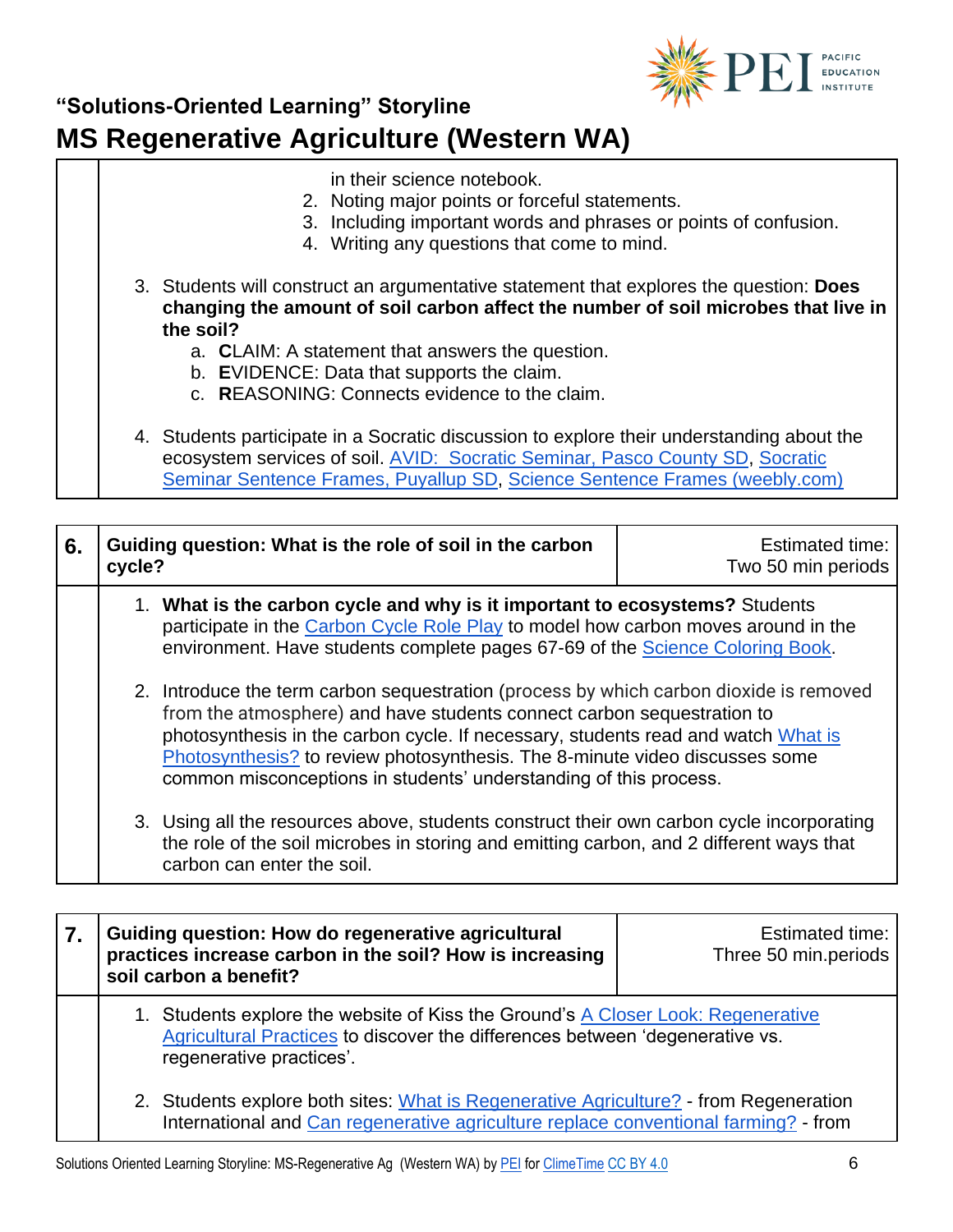in their science notebook.
2. Noting major points or forceful statements.
3. Including important words and phrases or points of confusion.
4. Writing any questions that come to mind.

3. Students will construct an argumentative statement that explores the question: **Does changing the amount of soil carbon affect the number of soil microbes that live in the soil?**
   a. **C**LAIM: A statement that answers the question.
   b. **E**VIDENCE: Data that supports the claim.
   c. **R**EASONING: Connects evidence to the claim.

4. Students participate in a Socratic discussion to explore their understanding about the ecosystem services of soil. AVID: Socratic Seminar, Pasco County SD, Socratic Seminar Sentence Frames, Puyallup SD, Science Sentence Frames (weebly.com)

| 6. | Guiding question: What is the role of soil in the carbon cycle? | Estimated time: Two 50 min periods |
|---|---|---|

1. **What is the carbon cycle and why is it important to ecosystems?** Students participate in the Carbon Cycle Role Play to model how carbon moves around in the environment. Have students complete pages 67-69 of the Science Coloring Book.

2. Introduce the term carbon sequestration (process by which carbon dioxide is removed from the atmosphere) and have students connect carbon sequestration to photosynthesis in the carbon cycle. If necessary, students read and watch What is Photosynthesis? to review photosynthesis. The 8-minute video discusses some common misconceptions in students' understanding of this process.

3. Using all the resources above, students construct their own carbon cycle incorporating the role of the soil microbes in storing and emitting carbon, and 2 different ways that carbon can enter the soil.

| 7. | Guiding question: How do regenerative agricultural practices increase carbon in the soil? How is increasing soil carbon a benefit? | Estimated time: Three 50 min.periods |
|---|---|---|

1. Students explore the website of Kiss the Ground's A Closer Look: Regenerative Agricultural Practices to discover the differences between 'degenerative vs. regenerative practices'.

2. Students explore both sites: What is Regenerative Agriculture? - from Regeneration International and Can regenerative agriculture replace conventional farming? - from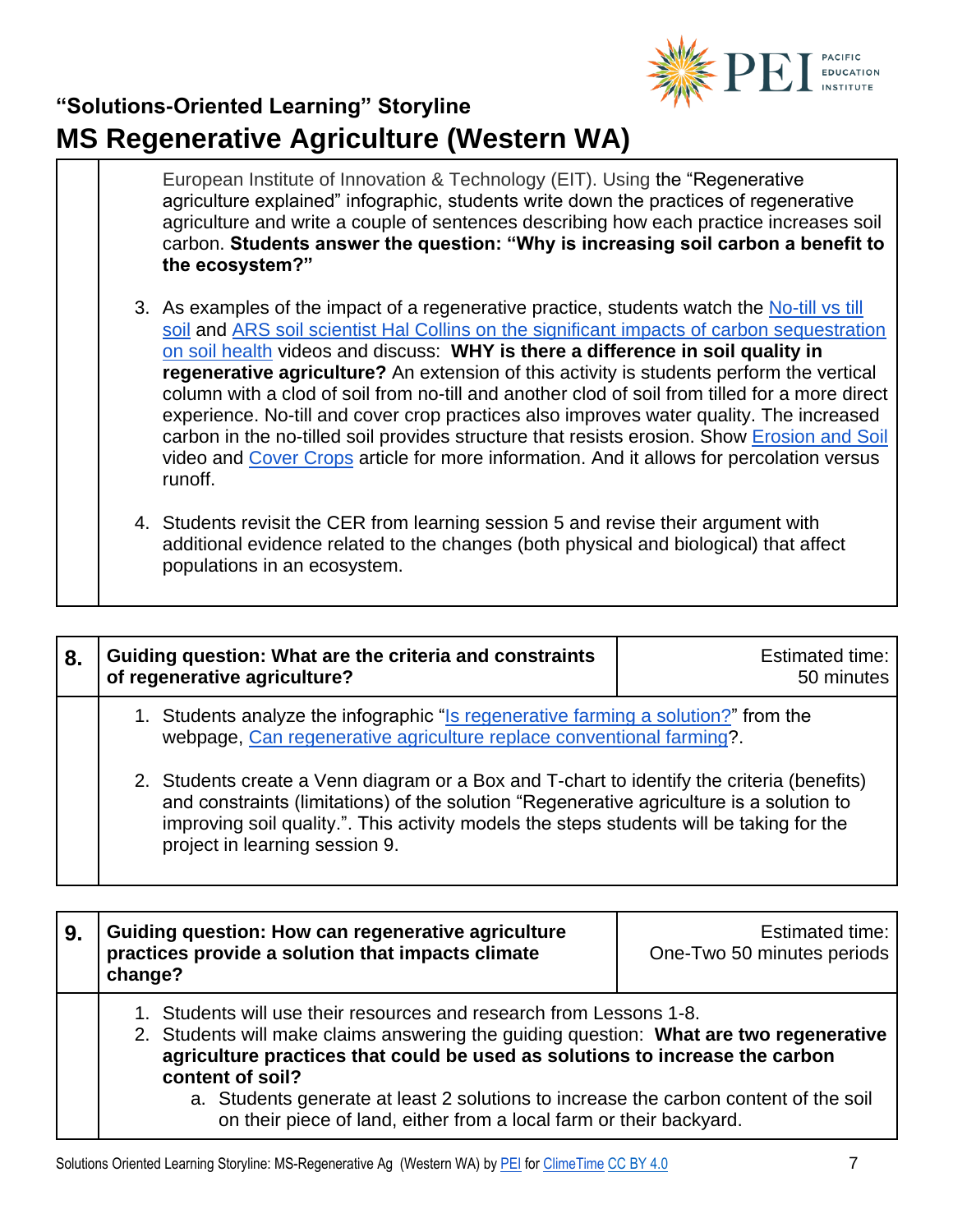European Institute of Innovation & Technology (EIT). Using the "Regenerative agriculture explained" infographic, students write down the practices of regenerative agriculture and write a couple of sentences describing how each practice increases soil carbon. **Students answer the question: "Why is increasing soil carbon a benefit to the ecosystem?"**

3. As examples of the impact of a regenerative practice, students watch the No-till vs till soil and ARS soil scientist Hal Collins on the significant impacts of carbon sequestration on soil health videos and discuss: **WHY is there a difference in soil quality in regenerative agriculture?** An extension of this activity is students perform the vertical column with a clod of soil from no-till and another clod of soil from tilled for a more direct experience. No-till and cover crop practices also improves water quality. The increased carbon in the no-tilled soil provides structure that resists erosion. Show Erosion and Soil video and Cover Crops article for more information. And it allows for percolation versus runoff.

4. Students revisit the CER from learning session 5 and revise their argument with additional evidence related to the changes (both physical and biological) that affect populations in an ecosystem.

| 8. | **Guiding question: What are the criteria and constraints of regenerative agriculture?** | Estimated time: 50 minutes |
|---|---|---|

1. Students analyze the infographic "Is regenerative farming a solution?" from the webpage, Can regenerative agriculture replace conventional farming?.
2. Students create a Venn diagram or a Box and T-chart to identify the criteria (benefits) and constraints (limitations) of the solution "Regenerative agriculture is a solution to improving soil quality.". This activity models the steps students will be taking for the project in learning session 9.

| 9. | **Guiding question: How can regenerative agriculture practices provide a solution that impacts climate change?** | Estimated time: One-Two 50 minutes periods |
|---|---|---|

1. Students will use their resources and research from Lessons 1-8.
2. Students will make claims answering the guiding question: **What are two regenerative agriculture practices that could be used as solutions to increase the carbon content of soil?**
   a. Students generate at least 2 solutions to increase the carbon content of the soil on their piece of land, either from a local farm or their backyard.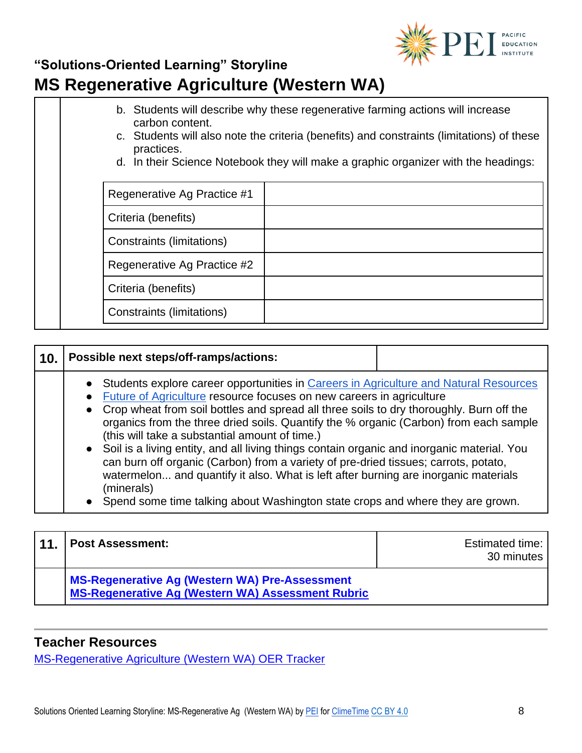b. Students will describe why these regenerative farming actions will increase carbon content.
c. Students will also note the criteria (benefits) and constraints (limitations) of these practices.
d. In their Science Notebook they will make a graphic organizer with the headings:

| Regenerative Ag Practice #1 | |
|---|---|
| Criteria (benefits) | |
| Constraints (limitations) | |
| Regenerative Ag Practice #2 | |
| Criteria (benefits) | |
| Constraints (limitations) | |

| 10. | Possible next steps/off-ramps/actions: | |
|---|---|---|

- Students explore career opportunities in Careers in Agriculture and Natural Resources
- Future of Agriculture resource focuses on new careers in agriculture
- Crop wheat from soil bottles and spread all three soils to dry thoroughly. Burn off the organics from the three dried soils. Quantify the % organic (Carbon) from each sample (this will take a substantial amount of time.)
- Soil is a living entity, and all living things contain organic and inorganic material. You can burn off organic (Carbon) from a variety of pre-dried tissues; carrots, potato, watermelon... and quantify it also. What is left after burning are inorganic materials (minerals)
- Spend some time talking about Washington state crops and where they are grown.

| 11. | Post Assessment: | Estimated time: 30 minutes |
|---|---|---|

**MS-Regenerative Ag (Western WA) Pre-Assessment**
**MS-Regenerative Ag (Western WA) Assessment Rubric**

## Teacher Resources

MS-Regenerative Agriculture (Western WA) OER Tracker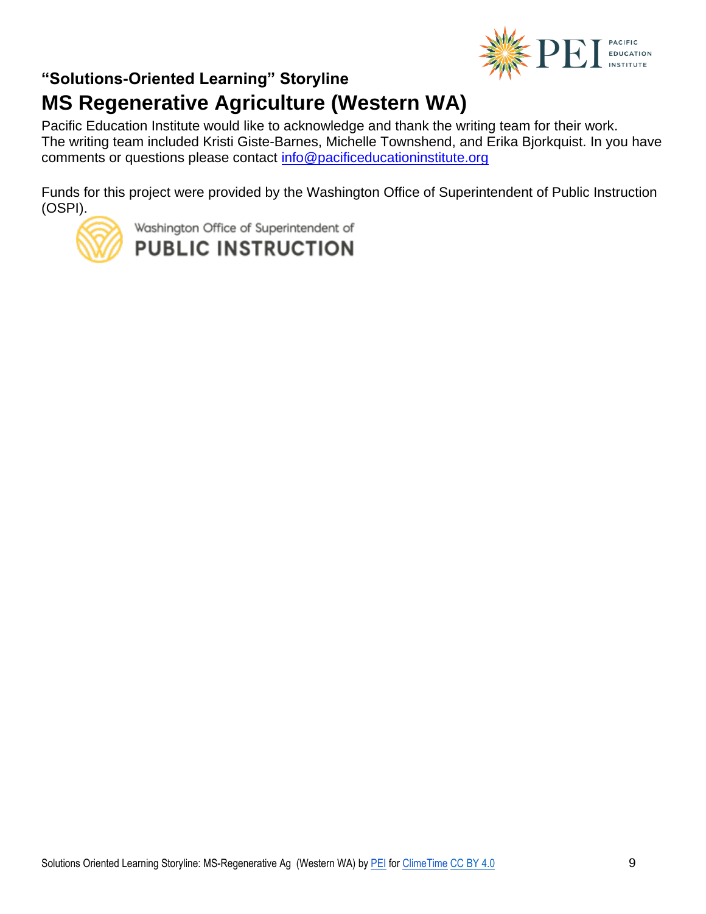### "Solutions-Oriented Learning" Storyline

# MS Regenerative Agriculture (Western WA)

Pacific Education Institute would like to acknowledge and thank the writing team for their work. The writing team included Kristi Giste-Barnes, Michelle Townshend, and Erika Bjorkquist. In you have comments or questions please contact info@pacificeducationinstitute.org

Funds for this project were provided by the Washington Office of Superintendent of Public Instruction (OSPI).